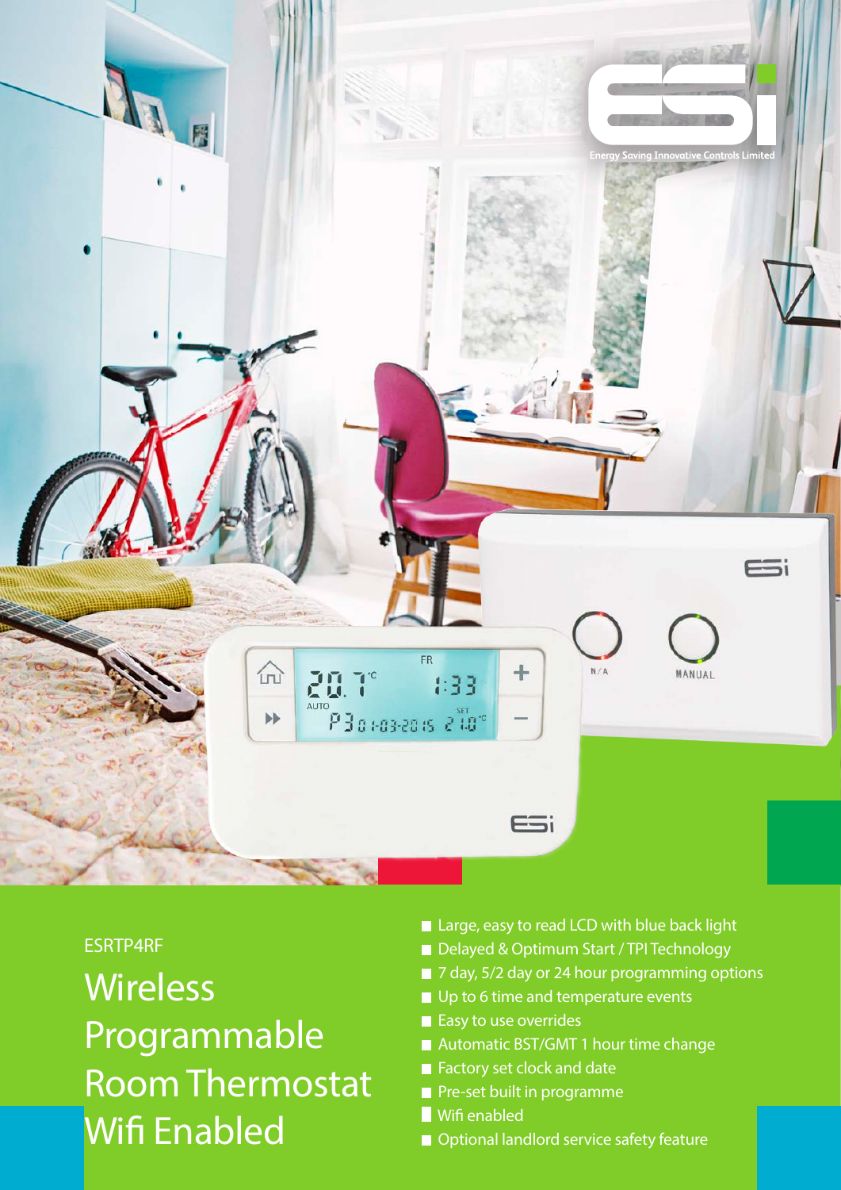Energy Saving Innovative Controls Limited

ESRTP4RF

# Wireless Programmable Room Thermostat Wifi Enabled

- Large, easy to read LCD with blue back light
- Delayed & Optimum Start / TPI Technology
- 7 day, 5/2 day or 24 hour programming options
- Up to 6 time and temperature events
- Easy to use overrides
- Automatic BST/GMT 1 hour time change
- Factory set clock and date
- Pre-set built in programme
- Wifi enabled
- Optional landlord service safety feature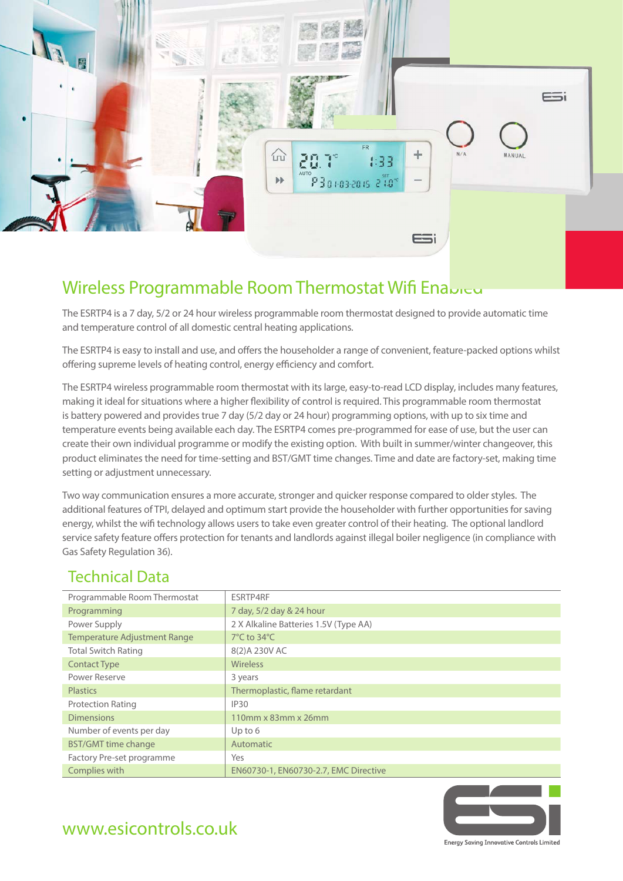# Wireless Programmable Room Thermostat Wifi Enabled

The ESRTP4 is a 7 day, 5/2 or 24 hour wireless programmable room thermostat designed to provide automatic time and temperature control of all domestic central heating applications.

The ESRTP4 is easy to install and use, and offers the householder a range of convenient, feature-packed options whilst offering supreme levels of heating control, energy efficiency and comfort.

The ESRTP4 wireless programmable room thermostat with its large, easy-to-read LCD display, includes many features, making it ideal for situations where a higher flexibility of control is required. This programmable room thermostat is battery powered and provides true 7 day (5/2 day or 24 hour) programming options, with up to six time and temperature events being available each day. The ESRTP4 comes pre-programmed for ease of use, but the user can create their own individual programme or modify the existing option. With built in summer/winter changeover, this product eliminates the need for time-setting and BST/GMT time changes. Time and date are factory-set, making time setting or adjustment unnecessary.

Two way communication ensures a more accurate, stronger and quicker response compared to older styles. The additional features of TPI, delayed and optimum start provide the householder with further opportunities for saving energy, whilst the wifi technology allows users to take even greater control of their heating. The optional landlord service safety feature offers protection for tenants and landlords against illegal boiler negligence (in compliance with Gas Safety Regulation 36).

## Technical Data

| | |
|---|---|
| Programmable Room Thermostat | ESRTP4RF |
| Programming | 7 day, 5/2 day & 24 hour |
| Power Supply | 2 X Alkaline Batteries 1.5V (Type AA) |
| Temperature Adjustment Range | 7°C to 34°C |
| Total Switch Rating | 8(2)A 230V AC |
| Contact Type | Wireless |
| Power Reserve | 3 years |
| Plastics | Thermoplastic, flame retardant |
| Protection Rating | IP30 |
| Dimensions | 110mm x 83mm x 26mm |
| Number of events per day | Up to 6 |
| BST/GMT time change | Automatic |
| Factory Pre-set programme | Yes |
| Complies with | EN60730-1, EN60730-2.7, EMC Directive |

www.esicontrols.co.uk

Energy Saving Innovative Controls Limited